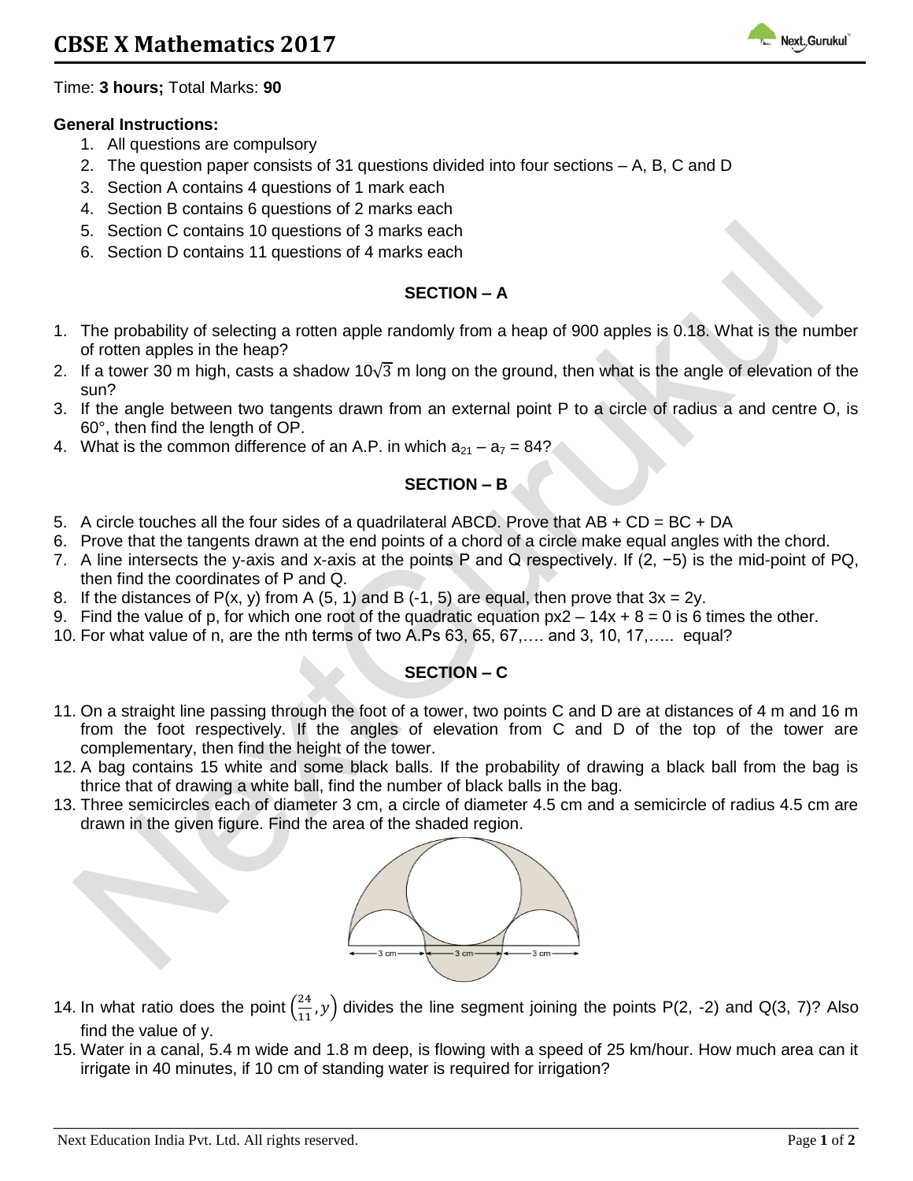# CBSE X Mathematics 2017

Time: **3 hours;** Total Marks: **90**

**General Instructions:**

1. All questions are compulsory
2. The question paper consists of 31 questions divided into four sections – A, B, C and D
3. Section A contains 4 questions of 1 mark each
4. Section B contains 6 questions of 2 marks each
5. Section C contains 10 questions of 3 marks each
6. Section D contains 11 questions of 4 marks each

## SECTION – A

1. The probability of selecting a rotten apple randomly from a heap of 900 apples is 0.18. What is the number of rotten apples in the heap?
2. If a tower 30 m high, casts a shadow $10\sqrt{3}$ m long on the ground, then what is the angle of elevation of the sun?
3. If the angle between two tangents drawn from an external point P to a circle of radius a and centre O, is 60°, then find the length of OP.
4. What is the common difference of an A.P. in which $a_{21} - a_7 = 84$?

## SECTION – B

5. A circle touches all the four sides of a quadrilateral ABCD. Prove that AB + CD = BC + DA
6. Prove that the tangents drawn at the end points of a chord of a circle make equal angles with the chord.
7. A line intersects the y-axis and x-axis at the points P and Q respectively. If (2, −5) is the mid-point of PQ, then find the coordinates of P and Q.
8. If the distances of P(x, y) from A (5, 1) and B (-1, 5) are equal, then prove that 3x = 2y.
9. Find the value of p, for which one root of the quadratic equation px2 – 14x + 8 = 0 is 6 times the other.
10. For what value of n, are the nth terms of two A.Ps 63, 65, 67,…. and 3, 10, 17,….. equal?

## SECTION – C

11. On a straight line passing through the foot of a tower, two points C and D are at distances of 4 m and 16 m from the foot respectively. If the angles of elevation from C and D of the top of the tower are complementary, then find the height of the tower.
12. A bag contains 15 white and some black balls. If the probability of drawing a black ball from the bag is thrice that of drawing a white ball, find the number of black balls in the bag.
13. Three semicircles each of diameter 3 cm, a circle of diameter 4.5 cm and a semicircle of radius 4.5 cm are drawn in the given figure. Find the area of the shaded region.
14. In what ratio does the point $\left(\frac{24}{11}, y\right)$ divides the line segment joining the points P(2, -2) and Q(3, 7)? Also find the value of y.
15. Water in a canal, 5.4 m wide and 1.8 m deep, is flowing with a speed of 25 km/hour. How much area can it irrigate in 40 minutes, if 10 cm of standing water is required for irrigation?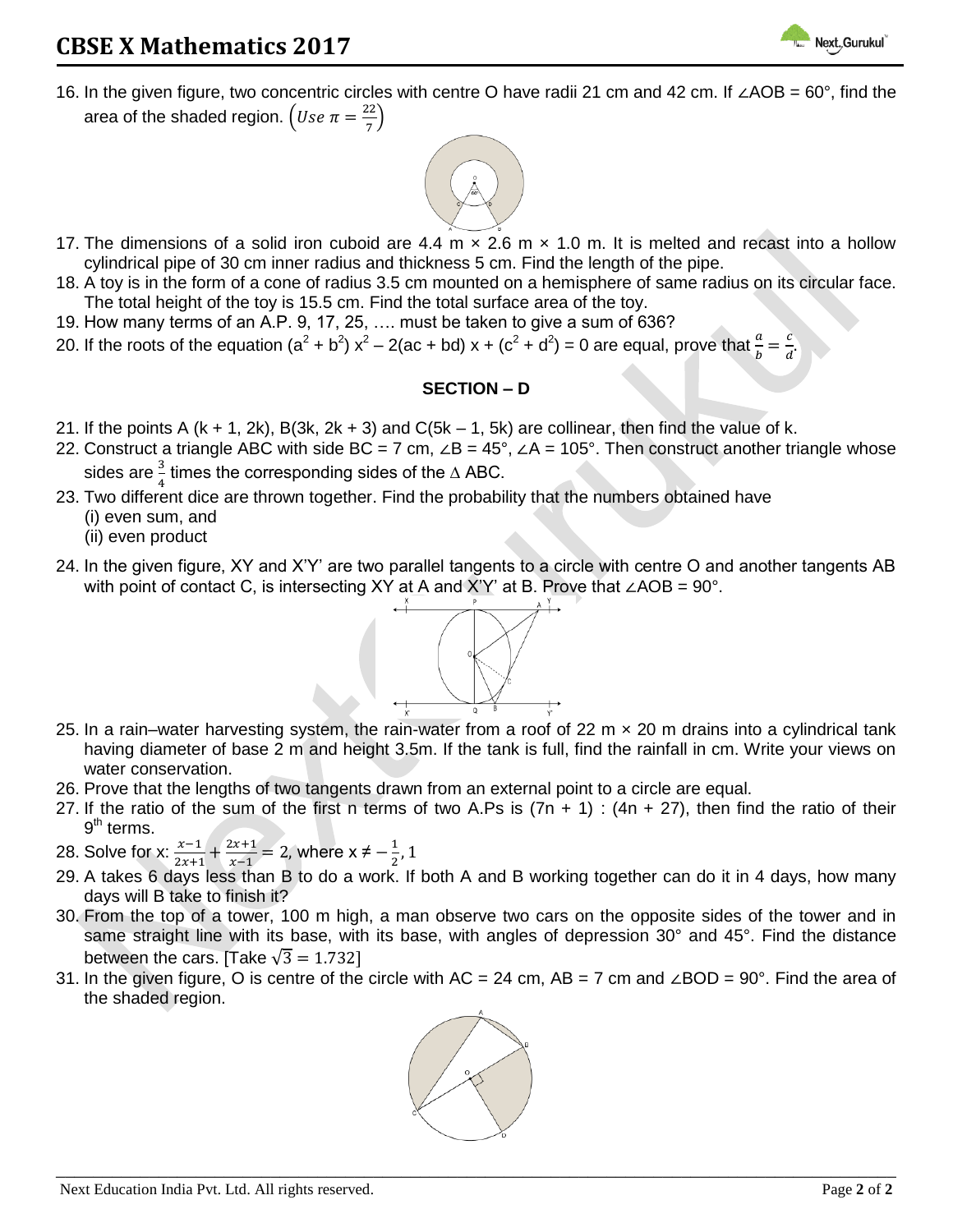16. In the given figure, two concentric circles with centre O have radii 21 cm and 42 cm. If ∠AOB = 60°, find the area of the shaded region. $\left(Use\ \pi = \frac{22}{7}\right)$

17. The dimensions of a solid iron cuboid are 4.4 m × 2.6 m × 1.0 m. It is melted and recast into a hollow cylindrical pipe of 30 cm inner radius and thickness 5 cm. Find the length of the pipe.
18. A toy is in the form of a cone of radius 3.5 cm mounted on a hemisphere of same radius on its circular face. The total height of the toy is 15.5 cm. Find the total surface area of the toy.
19. How many terms of an A.P. 9, 17, 25, …. must be taken to give a sum of 636?
20. If the roots of the equation $(a^2 + b^2) x^2 - 2(ac + bd) x + (c^2 + d^2) = 0$ are equal, prove that $\frac{a}{b} = \frac{c}{d}$.

## SECTION – D

21. If the points A (k + 1, 2k), B(3k, 2k + 3) and C(5k – 1, 5k) are collinear, then find the value of k.
22. Construct a triangle ABC with side BC = 7 cm, ∠B = 45°, ∠A = 105°. Then construct another triangle whose sides are $\frac{3}{4}$ times the corresponding sides of the $\Delta$ ABC.
23. Two different dice are thrown together. Find the probability that the numbers obtained have
    (i) even sum, and
    (ii) even product
24. In the given figure, XY and X'Y' are two parallel tangents to a circle with centre O and another tangents AB with point of contact C, is intersecting XY at A and X'Y' at B. Prove that ∠AOB = 90°.

25. In a rain–water harvesting system, the rain-water from a roof of 22 m × 20 m drains into a cylindrical tank having diameter of base 2 m and height 3.5m. If the tank is full, find the rainfall in cm. Write your views on water conservation.
26. Prove that the lengths of two tangents drawn from an external point to a circle are equal.
27. If the ratio of the sum of the first n terms of two A.Ps is (7n + 1) : (4n + 27), then find the ratio of their 9[th] terms.
28. Solve for x: $\frac{x-1}{2x+1} + \frac{2x+1}{x-1} = 2$, where x ≠ $-\frac{1}{2}$, 1
29. A takes 6 days less than B to do a work. If both A and B working together can do it in 4 days, how many days will B take to finish it?
30. From the top of a tower, 100 m high, a man observe two cars on the opposite sides of the tower and in same straight line with its base, with its base, with angles of depression 30° and 45°. Find the distance between the cars. [Take $\sqrt{3} = 1.732$]
31. In the given figure, O is centre of the circle with AC = 24 cm, AB = 7 cm and ∠BOD = 90°. Find the area of the shaded region.